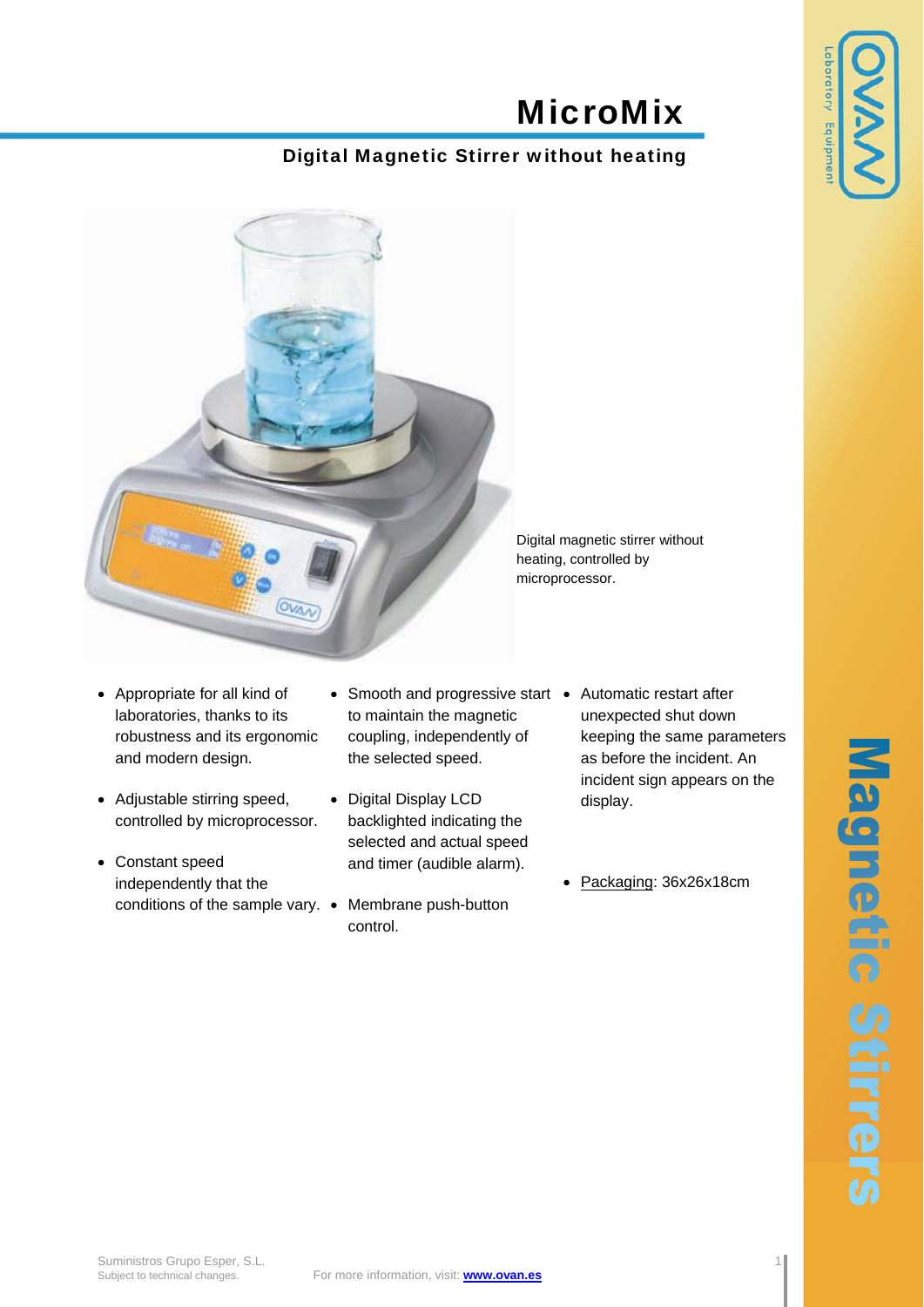# MicroMix

## Digital Magnetic Stirrer without heating

Digital magnetic stirrer without heating, controlled by microprocessor.

- Appropriate for all kind of laboratories, thanks to its robustness and its ergonomic and modern design.
- Adjustable stirring speed, controlled by microprocessor.
- Constant speed independently that the conditions of the sample vary.
- Smooth and progressive start to maintain the magnetic coupling, independently of the selected speed.
- Digital Display LCD backlighted indicating the selected and actual speed and timer (audible alarm).
- Membrane push-button control.
- Automatic restart after unexpected shut down keeping the same parameters as before the incident. An incident sign appears on the display.
- Packaging: 36x26x18cm

Suministros Grupo Esper, S.L.
Subject to technical changes.

For more information, visit: **www.ovan.es**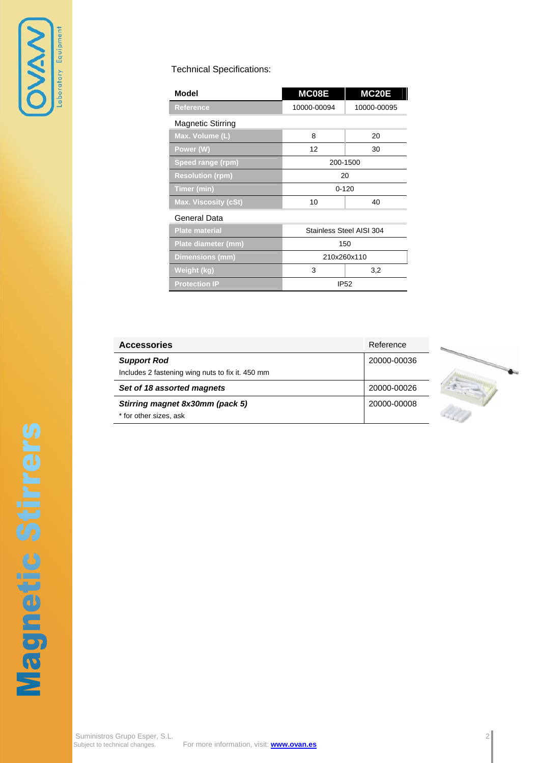Technical Specifications:

| Model | MC08E | MC20E |
| --- | --- | --- |
| Reference | 10000-00094 | 10000-00095 |
| Magnetic Stirring | | |
| Max. Volume (L) | 8 | 20 |
| Power (W) | 12 | 30 |
| Speed range (rpm) | 200-1500 | |
| Resolution (rpm) | 20 | |
| Timer (min) | 0-120 | |
| Max. Viscosity (cSt) | 10 | 40 |
| General Data | | |
| Plate material | Stainless Steel AISI 304 | |
| Plate diameter (mm) | 150 | |
| Dimensions (mm) | 210x260x110 | |
| Weight (kg) | 3 | 3,2 |
| Protection IP | IP52 | |

| Accessories | Reference |
| --- | --- |
| ***Support Rod***<br>Includes 2 fastening wing nuts to fix it. 450 mm | 20000-00036 |
| ***Set of 18 assorted magnets*** | 20000-00026 |
| ***Stirring magnet 8x30mm (pack 5)***<br>* for other sizes, ask | 20000-00008 |

Suministros Grupo Esper, S.L.
Subject to technical changes.

For more information, visit: **www.ovan.es**